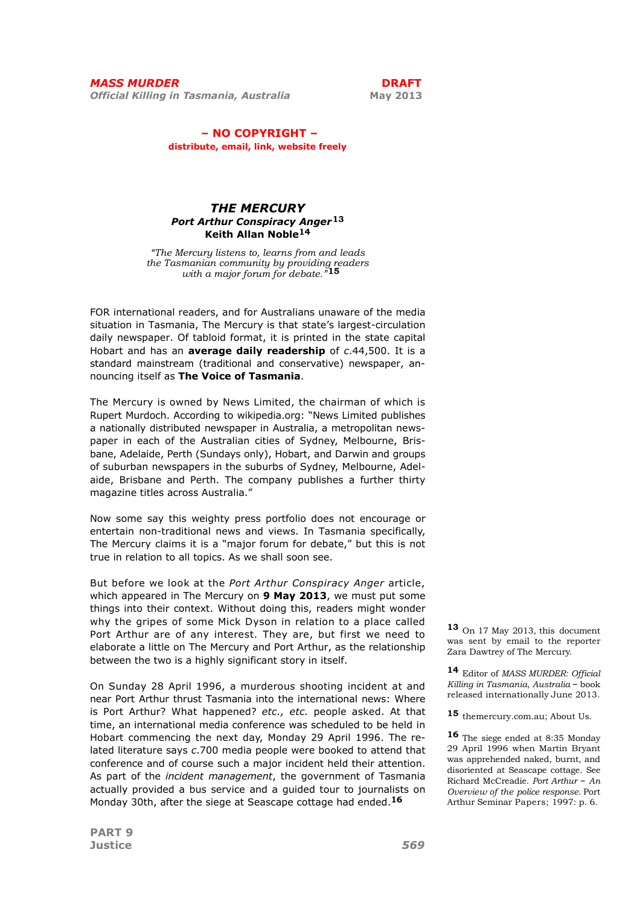**– NO COPYRIGHT –**
**distribute, email, link, website freely**

## *THE MERCURY*

### *Port Arthur Conspiracy Anger*[13]

**Keith Allan Noble**[14]

*"The Mercury listens to, learns from and leads the Tasmanian community by providing readers with a major forum for debate."*[15]

FOR international readers, and for Australians unaware of the media situation in Tasmania, The Mercury is that state's largest-circulation daily newspaper. Of tabloid format, it is printed in the state capital Hobart and has an **average daily readership** of *c.*44,500. It is a standard mainstream (traditional and conservative) newspaper, announcing itself as **The Voice of Tasmania**.

The Mercury is owned by News Limited, the chairman of which is Rupert Murdoch. According to wikipedia.org: "News Limited publishes a nationally distributed newspaper in Australia, a metropolitan newspaper in each of the Australian cities of Sydney, Melbourne, Brisbane, Adelaide, Perth (Sundays only), Hobart, and Darwin and groups of suburban newspapers in the suburbs of Sydney, Melbourne, Adelaide, Brisbane and Perth. The company publishes a further thirty magazine titles across Australia."

Now some say this weighty press portfolio does not encourage or entertain non-traditional news and views. In Tasmania specifically, The Mercury claims it is a "major forum for debate," but this is not true in relation to all topics. As we shall soon see.

But before we look at the *Port Arthur Conspiracy Anger* article, which appeared in The Mercury on **9 May 2013**, we must put some things into their context. Without doing this, readers might wonder why the gripes of some Mick Dyson in relation to a place called Port Arthur are of any interest. They are, but first we need to elaborate a little on The Mercury and Port Arthur, as the relationship between the two is a highly significant story in itself.

On Sunday 28 April 1996, a murderous shooting incident at and near Port Arthur thrust Tasmania into the international news: Where is Port Arthur? What happened? *etc., etc.* people asked. At that time, an international media conference was scheduled to be held in Hobart commencing the next day, Monday 29 April 1996. The related literature says *c.*700 media people were booked to attend that conference and of course such a major incident held their attention. As part of the *incident management*, the government of Tasmania actually provided a bus service and a guided tour to journalists on Monday 30th, after the siege at Seascape cottage had ended.[16]

---

[13] On 17 May 2013, this document was sent by email to the reporter Zara Dawtrey of The Mercury.

[14] Editor of *MASS MURDER: Official Killing in Tasmania, Australia* – book released internationally June 2013.

[15] themercury.com.au; About Us.

[16] The siege ended at 8:35 Monday 29 April 1996 when Martin Bryant was apprehended naked, burnt, and disoriented at Seascape cottage. See Richard McCreadie. *Port Arthur – An Overview of the police response.* Port Arthur Seminar Papers; 1997: p. 6.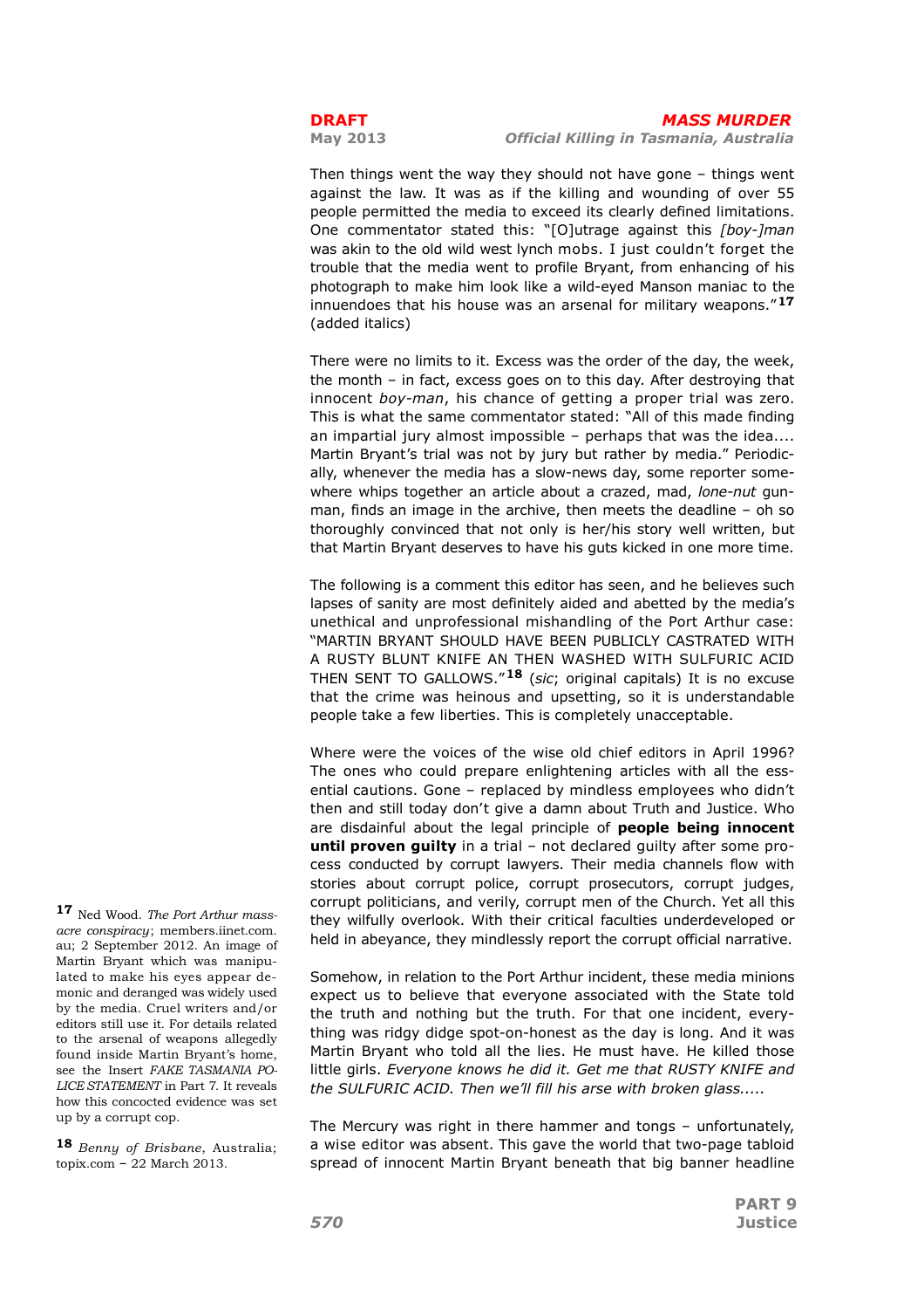Then things went the way they should not have gone – things went against the law. It was as if the killing and wounding of over 55 people permitted the media to exceed its clearly defined limitations. One commentator stated this: "[O]utrage against this *[boy-]man* was akin to the old wild west lynch mobs. I just couldn't forget the trouble that the media went to profile Bryant, from enhancing of his photograph to make him look like a wild-eyed Manson maniac to the innuendoes that his house was an arsenal for military weapons."[17] (added italics)

There were no limits to it. Excess was the order of the day, the week, the month – in fact, excess goes on to this day. After destroying that innocent *boy-man*, his chance of getting a proper trial was zero. This is what the same commentator stated: "All of this made finding an impartial jury almost impossible – perhaps that was the idea.... Martin Bryant's trial was not by jury but rather by media." Periodically, whenever the media has a slow-news day, some reporter somewhere whips together an article about a crazed, mad, *lone-nut* gunman, finds an image in the archive, then meets the deadline – oh so thoroughly convinced that not only is her/his story well written, but that Martin Bryant deserves to have his guts kicked in one more time.

The following is a comment this editor has seen, and he believes such lapses of sanity are most definitely aided and abetted by the media's unethical and unprofessional mishandling of the Port Arthur case: "MARTIN BRYANT SHOULD HAVE BEEN PUBLICLY CASTRATED WITH A RUSTY BLUNT KNIFE AN THEN WASHED WITH SULFURIC ACID THEN SENT TO GALLOWS."[18] (*sic*; original capitals) It is no excuse that the crime was heinous and upsetting, so it is understandable people take a few liberties. This is completely unacceptable.

Where were the voices of the wise old chief editors in April 1996? The ones who could prepare enlightening articles with all the essential cautions. Gone – replaced by mindless employees who didn't then and still today don't give a damn about Truth and Justice. Who are disdainful about the legal principle of **people being innocent until proven guilty** in a trial – not declared guilty after some process conducted by corrupt lawyers. Their media channels flow with stories about corrupt police, corrupt prosecutors, corrupt judges, corrupt politicians, and verily, corrupt men of the Church. Yet all this they wilfully overlook. With their critical faculties underdeveloped or held in abeyance, they mindlessly report the corrupt official narrative.

Somehow, in relation to the Port Arthur incident, these media minions expect us to believe that everyone associated with the State told the truth and nothing but the truth. For that one incident, everything was ridgy didge spot-on-honest as the day is long. And it was Martin Bryant who told all the lies. He must have. He killed those little girls. *Everyone knows he did it. Get me that RUSTY KNIFE and the SULFURIC ACID. Then we'll fill his arse with broken glass.....*

The Mercury was right in there hammer and tongs – unfortunately, a wise editor was absent. This gave the world that two-page tabloid spread of innocent Martin Bryant beneath that big banner headline

---

[17] Ned Wood. *The Port Arthur massacre conspiracy*; members.iinet.com.au; 2 September 2012. An image of Martin Bryant which was manipulated to make his eyes appear demonic and deranged was widely used by the media. Cruel writers and/or editors still use it. For details related to the arsenal of weapons allegedly found inside Martin Bryant's home, see the Insert *FAKE TASMANIA POLICE STATEMENT* in Part 7. It reveals how this concocted evidence was set up by a corrupt cop.

[18] *Benny of Brisbane*, Australia; topix.com – 22 March 2013.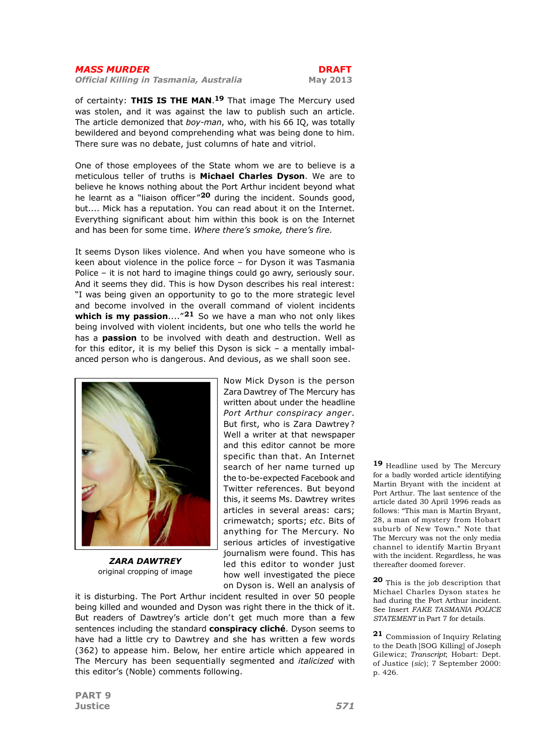of certainty: **THIS IS THE MAN**.[19] That image The Mercury used was stolen, and it was against the law to publish such an article. The article demonized that *boy-man*, who, with his 66 IQ, was totally bewildered and beyond comprehending what was being done to him. There sure was no debate, just columns of hate and vitriol.

One of those employees of the State whom we are to believe is a meticulous teller of truths is **Michael Charles Dyson**. We are to believe he knows nothing about the Port Arthur incident beyond what he learnt as a "liaison officer"[20] during the incident. Sounds good, but.... Mick has a reputation. You can read about it on the Internet. Everything significant about him within this book is on the Internet and has been for some time. *Where there's smoke, there's fire.*

It seems Dyson likes violence. And when you have someone who is keen about violence in the police force – for Dyson it was Tasmania Police – it is not hard to imagine things could go awry, seriously sour. And it seems they did. This is how Dyson describes his real interest: "I was being given an opportunity to go to the more strategic level and become involved in the overall command of violent incidents **which is my passion**...."[21] So we have a man who not only likes being involved with violent incidents, but one who tells the world he has a **passion** to be involved with death and destruction. Well as for this editor, it is my belief this Dyson is sick – a mentally imbalanced person who is dangerous. And devious, as we shall soon see.

***ZARA DAWTREY***
original cropping of image

Now Mick Dyson is the person Zara Dawtrey of The Mercury has written about under the headline *Port Arthur conspiracy anger*. But first, who is Zara Dawtrey? Well a writer at that newspaper and this editor cannot be more specific than that. An Internet search of her name turned up the to-be-expected Facebook and Twitter references. But beyond this, it seems Ms. Dawtrey writes articles in several areas: cars; crimewatch; sports; *etc*. Bits of anything for The Mercury. No serious articles of investigative journalism were found. This has led this editor to wonder just how well investigated the piece on Dyson is. Well an analysis of it is disturbing. The Port Arthur incident resulted in over 50 people being killed and wounded and Dyson was right there in the thick of it. But readers of Dawtrey's article don't get much more than a few sentences including the standard **conspiracy cliché**. Dyson seems to have had a little cry to Dawtrey and she has written a few words (362) to appease him. Below, her entire article which appeared in The Mercury has been sequentially segmented and *italicized* with this editor's (Noble) comments following.

---

[19] Headline used by The Mercury for a badly worded article identifying Martin Bryant with the incident at Port Arthur. The last sentence of the article dated 30 April 1996 reads as follows: "This man is Martin Bryant, 28, a man of mystery from Hobart suburb of New Town." Note that The Mercury was not the only media channel to identify Martin Bryant with the incident. Regardless, he was thereafter doomed forever.

[20] This is the job description that Michael Charles Dyson states he had during the Port Arthur incident. See Insert *FAKE TASMANIA POLICE STATEMENT* in Part 7 for details.

[21] Commission of Inquiry Relating to the Death [SOG Killing] of Joseph Gilewicz; *Transcript*; Hobart: Dept. of Justice (*sic*); 7 September 2000: p. 426.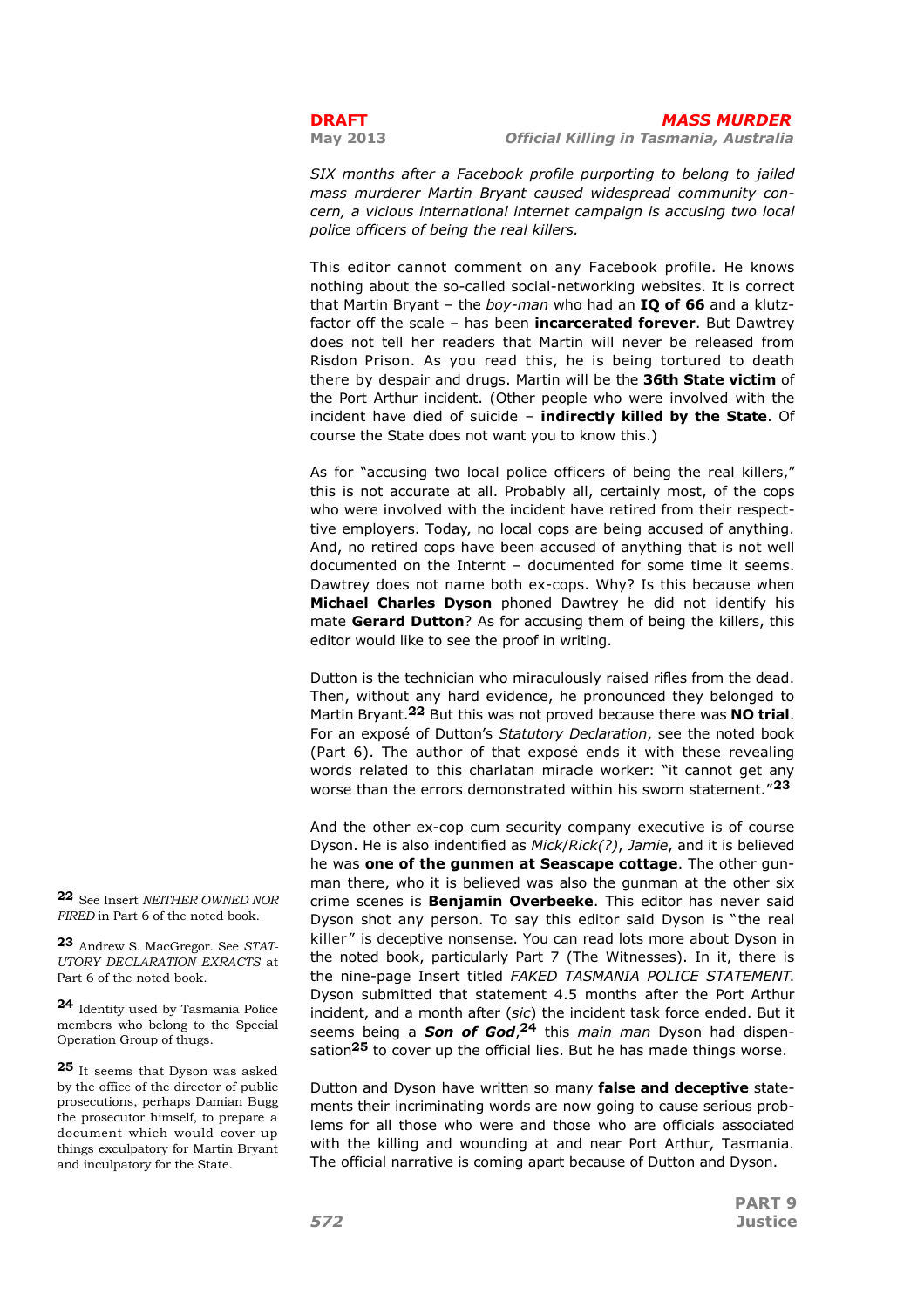*SIX months after a Facebook profile purporting to belong to jailed mass murderer Martin Bryant caused widespread community concern, a vicious international internet campaign is accusing two local police officers of being the real killers.*

This editor cannot comment on any Facebook profile. He knows nothing about the so-called social-networking websites. It is correct that Martin Bryant – the *boy-man* who had an **IQ of 66** and a klutz-factor off the scale – has been **incarcerated forever**. But Dawtrey does not tell her readers that Martin will never be released from Risdon Prison. As you read this, he is being tortured to death there by despair and drugs. Martin will be the **36th State victim** of the Port Arthur incident. (Other people who were involved with the incident have died of suicide – **indirectly killed by the State**. Of course the State does not want you to know this.)

As for "accusing two local police officers of being the real killers," this is not accurate at all. Probably all, certainly most, of the cops who were involved with the incident have retired from their respecttive employers. Today, no local cops are being accused of anything. And, no retired cops have been accused of anything that is not well documented on the Internt – documented for some time it seems. Dawtrey does not name both ex-cops. Why? Is this because when **Michael Charles Dyson** phoned Dawtrey he did not identify his mate **Gerard Dutton**? As for accusing them of being the killers, this editor would like to see the proof in writing.

Dutton is the technician who miraculously raised rifles from the dead. Then, without any hard evidence, he pronounced they belonged to Martin Bryant.[22] But this was not proved because there was **NO trial**. For an exposé of Dutton's *Statutory Declaration*, see the noted book (Part 6). The author of that exposé ends it with these revealing words related to this charlatan miracle worker: "it cannot get any worse than the errors demonstrated within his sworn statement."[23]

And the other ex-cop cum security company executive is of course Dyson. He is also indentified as *Mick*/*Rick(?)*, *Jamie*, and it is believed he was **one of the gunmen at Seascape cottage**. The other gunman there, who it is believed was also the gunman at the other six crime scenes is **Benjamin Overbeeke**. This editor has never said Dyson shot any person. To say this editor said Dyson is "the real killer" is deceptive nonsense. You can read lots more about Dyson in the noted book, particularly Part 7 (The Witnesses). In it, there is the nine-page Insert titled *FAKED TASMANIA POLICE STATEMENT*. Dyson submitted that statement 4.5 months after the Port Arthur incident, and a month after (*sic*) the incident task force ended. But it seems being a ***Son of God***,[24] this *main man* Dyson had dispensation[25] to cover up the official lies. But he has made things worse.

Dutton and Dyson have written so many **false and deceptive** statements their incriminating words are now going to cause serious problems for all those who were and those who are officials associated with the killing and wounding at and near Port Arthur, Tasmania. The official narrative is coming apart because of Dutton and Dyson.

[22] See Insert *NEITHER OWNED NOR FIRED* in Part 6 of the noted book.

[23] Andrew S. MacGregor. See *STATUTORY DECLARATION EXRACTS* at Part 6 of the noted book.

[24] Identity used by Tasmania Police members who belong to the Special Operation Group of thugs.

[25] It seems that Dyson was asked by the office of the director of public prosecutions, perhaps Damian Bugg the prosecutor himself, to prepare a document which would cover up things exculpatory for Martin Bryant and inculpatory for the State.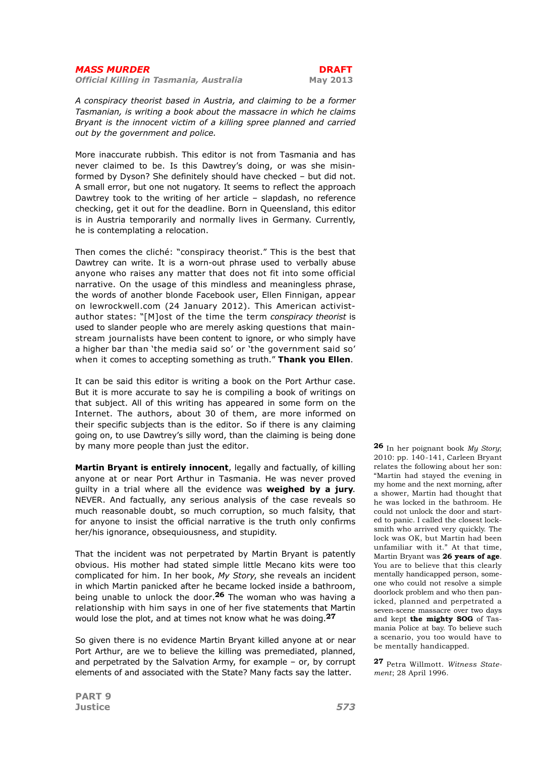*A conspiracy theorist based in Austria, and claiming to be a former Tasmanian, is writing a book about the massacre in which he claims Bryant is the innocent victim of a killing spree planned and carried out by the government and police.*

More inaccurate rubbish. This editor is not from Tasmania and has never claimed to be. Is this Dawtrey's doing, or was she misinformed by Dyson? She definitely should have checked – but did not. A small error, but one not nugatory. It seems to reflect the approach Dawtrey took to the writing of her article – slapdash, no reference checking, get it out for the deadline. Born in Queensland, this editor is in Austria temporarily and normally lives in Germany. Currently, he is contemplating a relocation.

Then comes the cliché: "conspiracy theorist." This is the best that Dawtrey can write. It is a worn-out phrase used to verbally abuse anyone who raises any matter that does not fit into some official narrative. On the usage of this mindless and meaningless phrase, the words of another blonde Facebook user, Ellen Finnigan, appear on lewrockwell.com (24 January 2012). This American activist-author states: "[M]ost of the time the term *conspiracy theorist* is used to slander people who are merely asking questions that mainstream journalists have been content to ignore, or who simply have a higher bar than 'the media said so' or 'the government said so' when it comes to accepting something as truth." **Thank you Ellen**.

It can be said this editor is writing a book on the Port Arthur case. But it is more accurate to say he is compiling a book of writings on that subject. All of this writing has appeared in some form on the Internet. The authors, about 30 of them, are more informed on their specific subjects than is the editor. So if there is any claiming going on, to use Dawtrey's silly word, than the claiming is being done by many more people than just the editor.

**Martin Bryant is entirely innocent**, legally and factually, of killing anyone at or near Port Arthur in Tasmania. He was never proved guilty in a trial where all the evidence was **weighed by a jury**. NEVER. And factually, any serious analysis of the case reveals so much reasonable doubt, so much corruption, so much falsity, that for anyone to insist the official narrative is the truth only confirms her/his ignorance, obsequiousness, and stupidity.

That the incident was not perpetrated by Martin Bryant is patently obvious. His mother had stated simple little Mecano kits were too complicated for him. In her book, *My Story*, she reveals an incident in which Martin panicked after he became locked inside a bathroom, being unable to unlock the door.[26] The woman who was having a relationship with him says in one of her five statements that Martin would lose the plot, and at times not know what he was doing.[27]

So given there is no evidence Martin Bryant killed anyone at or near Port Arthur, are we to believe the killing was premeditated, planned, and perpetrated by the Salvation Army, for example – or, by corrupt elements of and associated with the State? Many facts say the latter.

[26] In her poignant book *My Story*; 2010: pp. 140-141, Carleen Bryant relates the following about her son: "Martin had stayed the evening in my home and the next morning, after a shower, Martin had thought that he was locked in the bathroom. He could not unlock the door and started to panic. I called the closest locksmith who arrived very quickly. The lock was OK, but Martin had been unfamiliar with it." At that time, Martin Bryant was **26 years of age**. You are to believe that this clearly mentally handicapped person, someone who could not resolve a simple doorlock problem and who then panicked, planned and perpetrated a seven-scene massacre over two days and kept **the mighty SOG** of Tasmania Police at bay. To believe such a scenario, you too would have to be mentally handicapped.

[27] Petra Willmott. *Witness Statement*; 28 April 1996.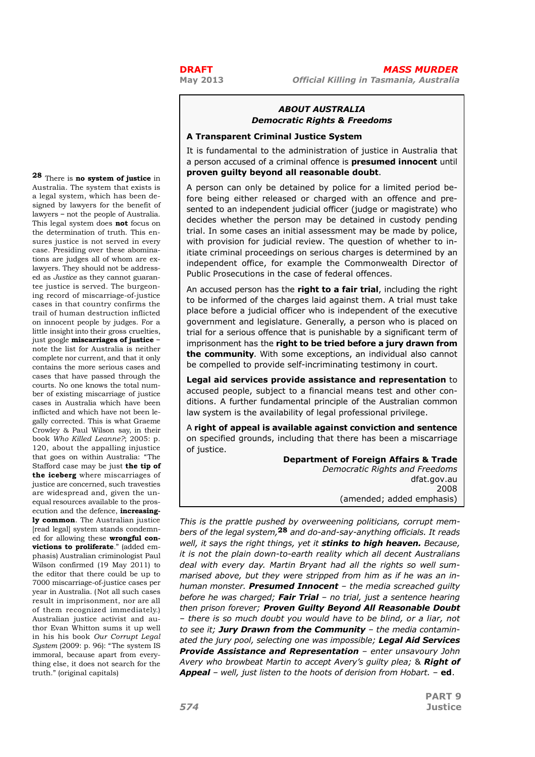### *ABOUT AUSTRALIA*
### *Democratic Rights & Freedoms*

**A Transparent Criminal Justice System**

It is fundamental to the administration of justice in Australia that a person accused of a criminal offence is **presumed innocent** until **proven guilty beyond all reasonable doubt**.

A person can only be detained by police for a limited period before being either released or charged with an offence and presented to an independent judicial officer (judge or magistrate) who decides whether the person may be detained in custody pending trial. In some cases an initial assessment may be made by police, with provision for judicial review. The question of whether to initiate criminal proceedings on serious charges is determined by an independent office, for example the Commonwealth Director of Public Prosecutions in the case of federal offences.

An accused person has the **right to a fair trial**, including the right to be informed of the charges laid against them. A trial must take place before a judicial officer who is independent of the executive government and legislature. Generally, a person who is placed on trial for a serious offence that is punishable by a significant term of imprisonment has the **right to be tried before a jury drawn from the community**. With some exceptions, an individual also cannot be compelled to provide self-incriminating testimony in court.

**Legal aid services provide assistance and representation** to accused people, subject to a financial means test and other conditions. A further fundamental principle of the Australian common law system is the availability of legal professional privilege.

A **right of appeal is available against conviction and sentence** on specified grounds, including that there has been a miscarriage of justice.

**Department of Foreign Affairs & Trade**
*Democratic Rights and Freedoms*
dfat.gov.au
2008
(amended; added emphasis)

*This is the prattle pushed by overweening politicians, corrupt members of the legal system,*[28] *and do-and-say-anything officials. It reads well, it says the right things, yet it* ***stinks to high heaven.*** *Because, it is not the plain down-to-earth reality which all decent Australians deal with every day. Martin Bryant had all the rights so well summarised above, but they were stripped from him as if he was an inhuman monster.* ***Presumed Innocent*** *– the media screached guilty before he was charged;* ***Fair Trial*** *– no trial, just a sentence hearing then prison forever;* ***Proven Guilty Beyond All Reasonable Doubt*** *– there is so much doubt you would have to be blind, or a liar, not to see it;* ***Jury Drawn from the Community*** *– the media contaminated the jury pool, selecting one was impossible;* ***Legal Aid Services Provide Assistance and Representation*** *– enter unsavoury John Avery who browbeat Martin to accept Avery's guilty plea;* & ***Right of Appeal*** *– well, just listen to the hoots of derision from Hobart.* – **ed**.

---

[28] There is **no system of justice** in Australia. The system that exists is a legal system, which has been designed by lawyers for the benefit of lawyers – not the people of Australia. This legal system does **not** focus on the determination of truth. This ensures justice is not served in every case. Presiding over these abominations are judges all of whom are ex-lawyers. They should not be addressed as *Justice* as they cannot guarantee justice is served. The burgeoning record of miscarriage-of-justice cases in that country confirms the trail of human destruction inflicted on innocent people by judges. For a little insight into their gross cruelties, just google **miscarriages of justice** – note the list for Australia is neither complete nor current, and that it only contains the more serious cases and cases that have passed through the courts. No one knows the total number of existing miscarriage of justice cases in Australia which have been inflicted and which have not been legally corrected. This is what Graeme Crowley & Paul Wilson say, in their book *Who Killed Leanne?*; 2005: p. 120, about the appalling injustice that goes on within Australia: "The Stafford case may be just **the tip of the iceberg** where miscarriages of justice are concerned, such travesties are widespread and, given the unequal resources available to the prosecution and the defence, **increasingly common**. The Australian justice [read legal] system stands condemned for allowing these **wrongful convictions to proliferate**." (added emphasis) Australian criminologist Paul Wilson confirmed (19 May 2011) to the editor that there could be up to 7000 miscarriage-of-justice cases per year in Australia. (Not all such cases result in imprisonment, nor are all of them recognized immediately.) Australian justice activist and author Evan Whitton sums it up well in his book *Our Corrupt Legal System* (2009: p. 96): "The system IS immoral, because apart from everything else, it does not search for the truth." (original capitals)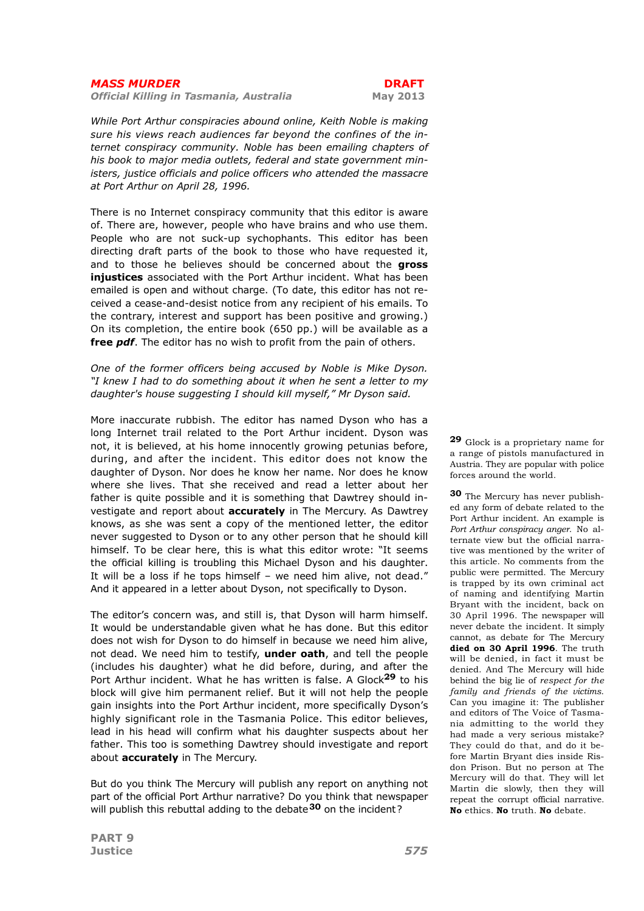*While Port Arthur conspiracies abound online, Keith Noble is making sure his views reach audiences far beyond the confines of the internet conspiracy community. Noble has been emailing chapters of his book to major media outlets, federal and state government ministers, justice officials and police officers who attended the massacre at Port Arthur on April 28, 1996.*

There is no Internet conspiracy community that this editor is aware of. There are, however, people who have brains and who use them. People who are not suck-up sychophants. This editor has been directing draft parts of the book to those who have requested it, and to those he believes should be concerned about the **gross injustices** associated with the Port Arthur incident. What has been emailed is open and without charge. (To date, this editor has not received a cease-and-desist notice from any recipient of his emails. To the contrary, interest and support has been positive and growing.) On its completion, the entire book (650 pp.) will be available as a **free *pdf***. The editor has no wish to profit from the pain of others.

*One of the former officers being accused by Noble is Mike Dyson. "I knew I had to do something about it when he sent a letter to my daughter's house suggesting I should kill myself," Mr Dyson said.*

More inaccurate rubbish. The editor has named Dyson who has a long Internet trail related to the Port Arthur incident. Dyson was not, it is believed, at his home innocently growing petunias before, during, and after the incident. This editor does not know the daughter of Dyson. Nor does he know her name. Nor does he know where she lives. That she received and read a letter about her father is quite possible and it is something that Dawtrey should investigate and report about **accurately** in The Mercury. As Dawtrey knows, as she was sent a copy of the mentioned letter, the editor never suggested to Dyson or to any other person that he should kill himself. To be clear here, this is what this editor wrote: "It seems the official killing is troubling this Michael Dyson and his daughter. It will be a loss if he tops himself – we need him alive, not dead." And it appeared in a letter about Dyson, not specifically to Dyson.

The editor's concern was, and still is, that Dyson will harm himself. It would be understandable given what he has done. But this editor does not wish for Dyson to do himself in because we need him alive, not dead. We need him to testify, **under oath**, and tell the people (includes his daughter) what he did before, during, and after the Port Arthur incident. What he has written is false. A Glock[29] to his block will give him permanent relief. But it will not help the people gain insights into the Port Arthur incident, more specifically Dyson's highly significant role in the Tasmania Police. This editor believes, lead in his head will confirm what his daughter suspects about her father. This too is something Dawtrey should investigate and report about **accurately** in The Mercury.

But do you think The Mercury will publish any report on anything not part of the official Port Arthur narrative? Do you think that newspaper will publish this rebuttal adding to the debate[30] on the incident?

---

[29] Glock is a proprietary name for a range of pistols manufactured in Austria. They are popular with police forces around the world.

[30] The Mercury has never published any form of debate related to the Port Arthur incident. An example is *Port Arthur conspiracy anger*. No alternate view but the official narrative was mentioned by the writer of this article. No comments from the public were permitted. The Mercury is trapped by its own criminal act of naming and identifying Martin Bryant with the incident, back on 30 April 1996. The newspaper will never debate the incident. It simply cannot, as debate for The Mercury **died on 30 April 1996**. The truth will be denied, in fact it must be denied. And The Mercury will hide behind the big lie of *respect for the family and friends of the victims*. Can you imagine it: The publisher and editors of The Voice of Tasmania admitting to the world they had made a very serious mistake? They could do that, and do it before Martin Bryant dies inside Risdon Prison. But no person at The Mercury will do that. They will let Martin die slowly, then they will repeat the corrupt official narrative. **No** ethics. **No** truth. **No** debate.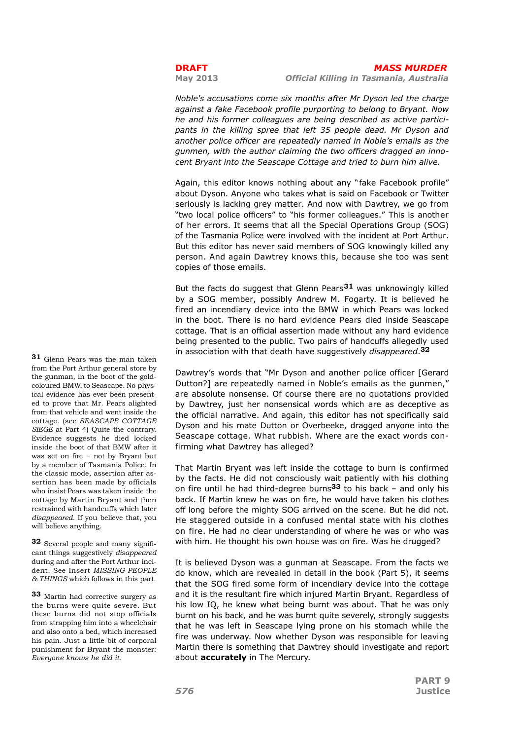*Noble's accusations come six months after Mr Dyson led the charge against a fake Facebook profile purporting to belong to Bryant. Now he and his former colleagues are being described as active participants in the killing spree that left 35 people dead. Mr Dyson and another police officer are repeatedly named in Noble's emails as the gunmen, with the author claiming the two officers dragged an innocent Bryant into the Seascape Cottage and tried to burn him alive.*

Again, this editor knows nothing about any "fake Facebook profile" about Dyson. Anyone who takes what is said on Facebook or Twitter seriously is lacking grey matter. And now with Dawtrey, we go from "two local police officers" to "his former colleagues." This is another of her errors. It seems that all the Special Operations Group (SOG) of the Tasmania Police were involved with the incident at Port Arthur. But this editor has never said members of SOG knowingly killed any person. And again Dawtrey knows this, because she too was sent copies of those emails.

But the facts do suggest that Glenn Pears[31] was unknowingly killed by a SOG member, possibly Andrew M. Fogarty. It is believed he fired an incendiary device into the BMW in which Pears was locked in the boot. There is no hard evidence Pears died inside Seascape cottage. That is an official assertion made without any hard evidence being presented to the public. Two pairs of handcuffs allegedly used in association with that death have suggestively *disappeared*.[32]

Dawtrey's words that "Mr Dyson and another police officer [Gerard Dutton?] are repeatedly named in Noble's emails as the gunmen," are absolute nonsense. Of course there are no quotations provided by Dawtrey, just her nonsensical words which are as deceptive as the official narrative. And again, this editor has not specifically said Dyson and his mate Dutton or Overbeeke, dragged anyone into the Seascape cottage. What rubbish. Where are the exact words confirming what Dawtrey has alleged?

That Martin Bryant was left inside the cottage to burn is confirmed by the facts. He did not consciously wait patiently with his clothing on fire until he had third-degree burns[33] to his back – and only his back. If Martin knew he was on fire, he would have taken his clothes off long before the mighty SOG arrived on the scene. But he did not. He staggered outside in a confused mental state with his clothes on fire. He had no clear understanding of where he was or who was with him. He thought his own house was on fire. Was he drugged?

It is believed Dyson was a gunman at Seascape. From the facts we do know, which are revealed in detail in the book (Part 5), it seems that the SOG fired some form of incendiary device into the cottage and it is the resultant fire which injured Martin Bryant. Regardless of his low IQ, he knew what being burnt was about. That he was only burnt on his back, and he was burnt quite severely, strongly suggests that he was left in Seascape lying prone on his stomach while the fire was underway. Now whether Dyson was responsible for leaving Martin there is something that Dawtrey should investigate and report about **accurately** in The Mercury.

[31] Glenn Pears was the man taken from the Port Arthur general store by the gunman, in the boot of the gold-coloured BMW, to Seascape. No physical evidence has ever been presented to prove that Mr. Pears alighted from that vehicle and went inside the cottage. (see *SEASCAPE COTTAGE SIEGE* at Part 4) Quite the contrary. Evidence suggests he died locked inside the boot of that BMW after it was set on fire – not by Bryant but by a member of Tasmania Police. In the classic mode, assertion after assertion has been made by officials who insist Pears was taken inside the cottage by Martin Bryant and then restrained with handcuffs which later *disappeared*. If you believe that, you will believe anything.

[32] Several people and many significant things suggestively *disappeared* during and after the Port Arthur incident. See Insert *MISSING PEOPLE & THINGS* which follows in this part.

[33] Martin had corrective surgery as the burns were quite severe. But these burns did not stop officials from strapping him into a wheelchair and also onto a bed, which increased his pain. Just a little bit of corporal punishment for Bryant the monster: *Everyone knows he did it.*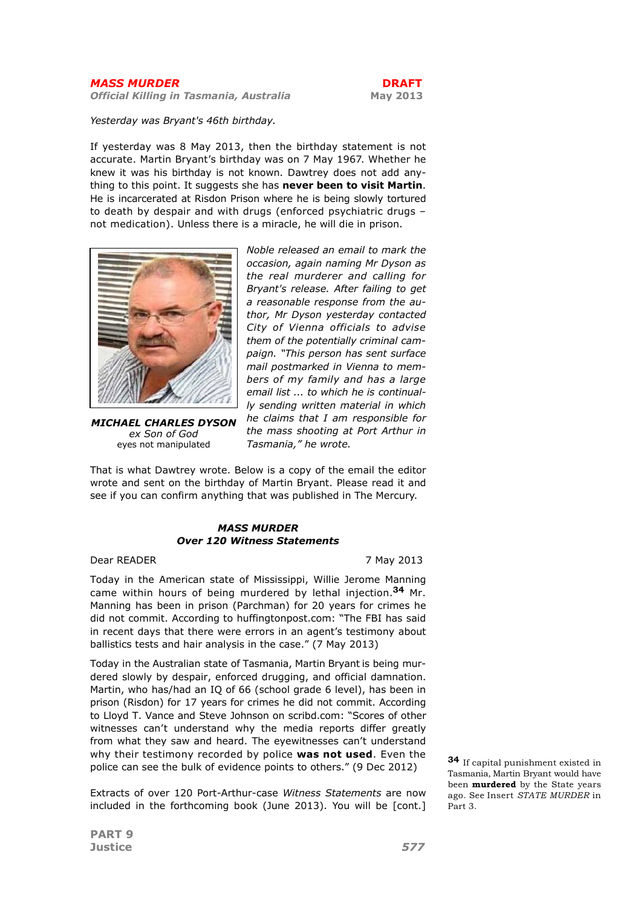Yesterday was Bryant's 46th birthday.

If yesterday was 8 May 2013, then the birthday statement is not accurate. Martin Bryant's birthday was on 7 May 1967. Whether he knew it was his birthday is not known. Dawtrey does not add anything to this point. It suggests she has **never been to visit Martin**. He is incarcerated at Risdon Prison where he is being slowly tortured to death by despair and with drugs (enforced psychiatric drugs – not medication). Unless there is a miracle, he will die in prison.

***MICHAEL CHARLES DYSON***
*ex Son of God*
eyes not manipulated

*Noble released an email to mark the occasion, again naming Mr Dyson as the real murderer and calling for Bryant's release. After failing to get a reasonable response from the author, Mr Dyson yesterday contacted City of Vienna officials to advise them of the potentially criminal campaign. "This person has sent surface mail postmarked in Vienna to members of my family and has a large email list ... to which he is continually sending written material in which he claims that I am responsible for the mass shooting at Port Arthur in Tasmania," he wrote.*

That is what Dawtrey wrote. Below is a copy of the email the editor wrote and sent on the birthday of Martin Bryant. Please read it and see if you can confirm anything that was published in The Mercury.

## *MASS MURDER*
## *Over 120 Witness Statements*

Dear READER 7 May 2013

Today in the American state of Mississippi, Willie Jerome Manning came within hours of being murdered by lethal injection.[34] Mr. Manning has been in prison (Parchman) for 20 years for crimes he did not commit. According to huffingtonpost.com: "The FBI has said in recent days that there were errors in an agent's testimony about ballistics tests and hair analysis in the case." (7 May 2013)

Today in the Australian state of Tasmania, Martin Bryant is being murdered slowly by despair, enforced drugging, and official damnation. Martin, who has/had an IQ of 66 (school grade 6 level), has been in prison (Risdon) for 17 years for crimes he did not commit. According to Lloyd T. Vance and Steve Johnson on scribd.com: "Scores of other witnesses can't understand why the media reports differ greatly from what they saw and heard. The eyewitnesses can't understand why their testimony recorded by police **was not used**. Even the police can see the bulk of evidence points to others." (9 Dec 2012)

Extracts of over 120 Port-Arthur-case *Witness Statements* are now included in the forthcoming book (June 2013). You will be [cont.]

[34] If capital punishment existed in Tasmania, Martin Bryant would have been **murdered** by the State years ago. See Insert *STATE MURDER* in Part 3.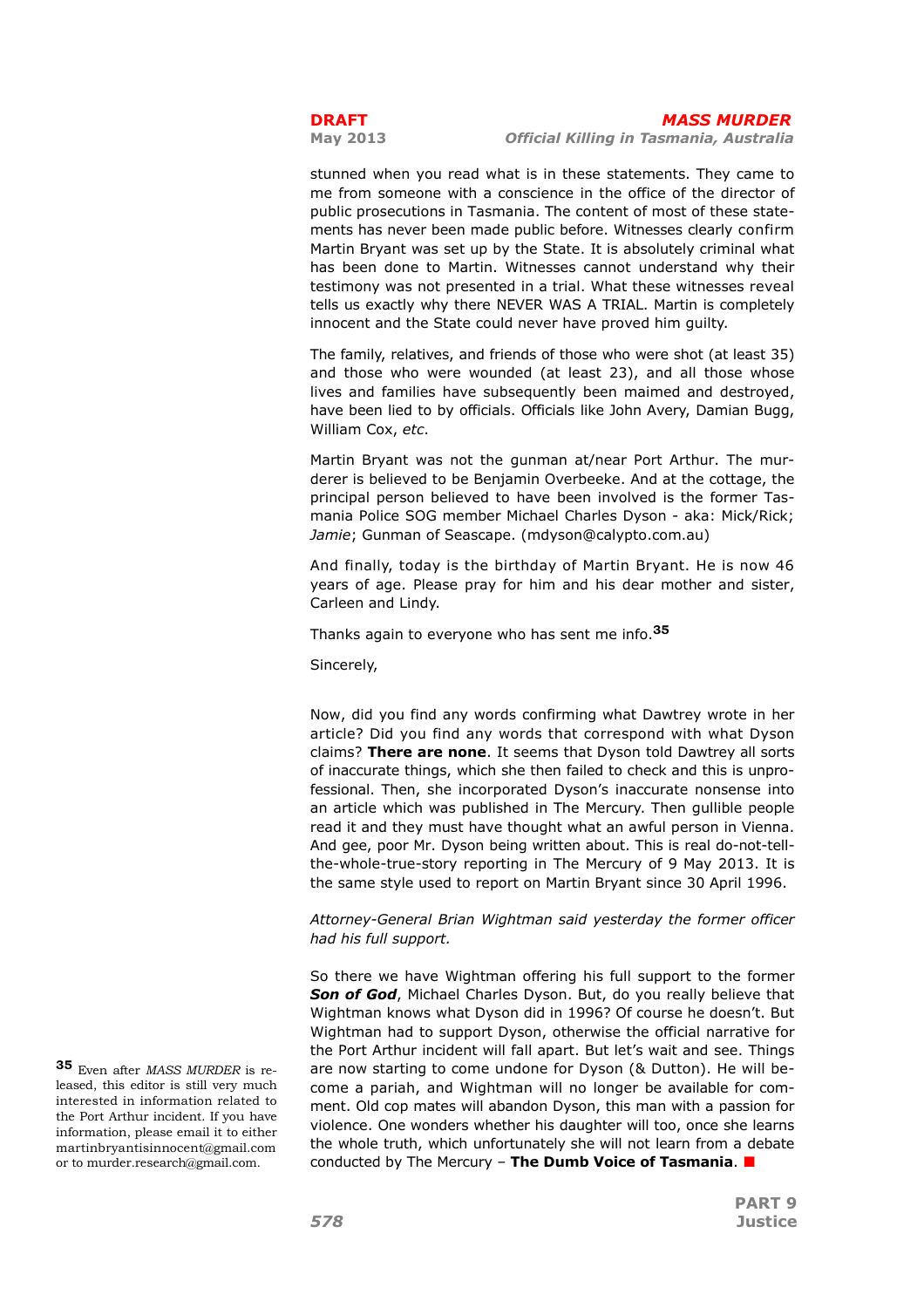stunned when you read what is in these statements. They came to me from someone with a conscience in the office of the director of public prosecutions in Tasmania. The content of most of these statements has never been made public before. Witnesses clearly confirm Martin Bryant was set up by the State. It is absolutely criminal what has been done to Martin. Witnesses cannot understand why their testimony was not presented in a trial. What these witnesses reveal tells us exactly why there NEVER WAS A TRIAL. Martin is completely innocent and the State could never have proved him guilty.

The family, relatives, and friends of those who were shot (at least 35) and those who were wounded (at least 23), and all those whose lives and families have subsequently been maimed and destroyed, have been lied to by officials. Officials like John Avery, Damian Bugg, William Cox, *etc*.

Martin Bryant was not the gunman at/near Port Arthur. The murderer is believed to be Benjamin Overbeeke. And at the cottage, the principal person believed to have been involved is the former Tasmania Police SOG member Michael Charles Dyson - aka: Mick/Rick; *Jamie*; Gunman of Seascape. (mdyson@calypto.com.au)

And finally, today is the birthday of Martin Bryant. He is now 46 years of age. Please pray for him and his dear mother and sister, Carleen and Lindy.

Thanks again to everyone who has sent me info.[35]

Sincerely,

Now, did you find any words confirming what Dawtrey wrote in her article? Did you find any words that correspond with what Dyson claims? **There are none**. It seems that Dyson told Dawtrey all sorts of inaccurate things, which she then failed to check and this is unprofessional. Then, she incorporated Dyson's inaccurate nonsense into an article which was published in The Mercury. Then gullible people read it and they must have thought what an awful person in Vienna. And gee, poor Mr. Dyson being written about. This is real do-not-tell-the-whole-true-story reporting in The Mercury of 9 May 2013. It is the same style used to report on Martin Bryant since 30 April 1996.

*Attorney-General Brian Wightman said yesterday the former officer had his full support.*

So there we have Wightman offering his full support to the former ***Son of God***, Michael Charles Dyson. But, do you really believe that Wightman knows what Dyson did in 1996? Of course he doesn't. But Wightman had to support Dyson, otherwise the official narrative for the Port Arthur incident will fall apart. But let's wait and see. Things are now starting to come undone for Dyson (& Dutton). He will become a pariah, and Wightman will no longer be available for comment. Old cop mates will abandon Dyson, this man with a passion for violence. One wonders whether his daughter will too, once she learns the whole truth, which unfortunately she will not learn from a debate conducted by The Mercury – **The Dumb Voice of Tasmania**. ■

[35] Even after *MASS MURDER* is released, this editor is still very much interested in information related to the Port Arthur incident. If you have information, please email it to either martinbryantisinnocent@gmail.com or to murder.research@gmail.com.